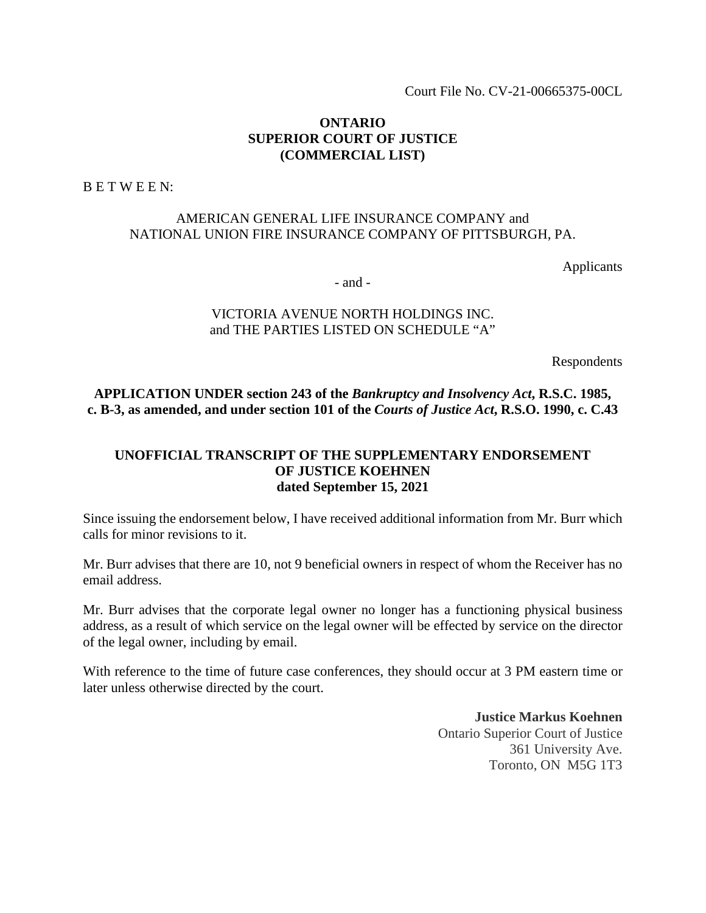Court File No. CV-21-00665375-00CL

**ONTARIO**
**SUPERIOR COURT OF JUSTICE**
**(COMMERCIAL LIST)**

B E T W E E N:

AMERICAN GENERAL LIFE INSURANCE COMPANY and
NATIONAL UNION FIRE INSURANCE COMPANY OF PITTSBURGH, PA.

Applicants

- and -

VICTORIA AVENUE NORTH HOLDINGS INC.
and THE PARTIES LISTED ON SCHEDULE "A"

Respondents

**APPLICATION UNDER section 243 of the *Bankruptcy and Insolvency Act*, R.S.C. 1985, c. B-3, as amended, and under section 101 of the *Courts of Justice Act*, R.S.O. 1990, c. C.43**

**UNOFFICIAL TRANSCRIPT OF THE SUPPLEMENTARY ENDORSEMENT OF JUSTICE KOEHNEN**
**dated September 15, 2021**

Since issuing the endorsement below, I have received additional information from Mr. Burr which calls for minor revisions to it.

Mr. Burr advises that there are 10, not 9 beneficial owners in respect of whom the Receiver has no email address.

Mr. Burr advises that the corporate legal owner no longer has a functioning physical business address, as a result of which service on the legal owner will be effected by service on the director of the legal owner, including by email.

With reference to the time of future case conferences, they should occur at 3 PM eastern time or later unless otherwise directed by the court.

**Justice Markus Koehnen**
Ontario Superior Court of Justice
361 University Ave.
Toronto, ON M5G 1T3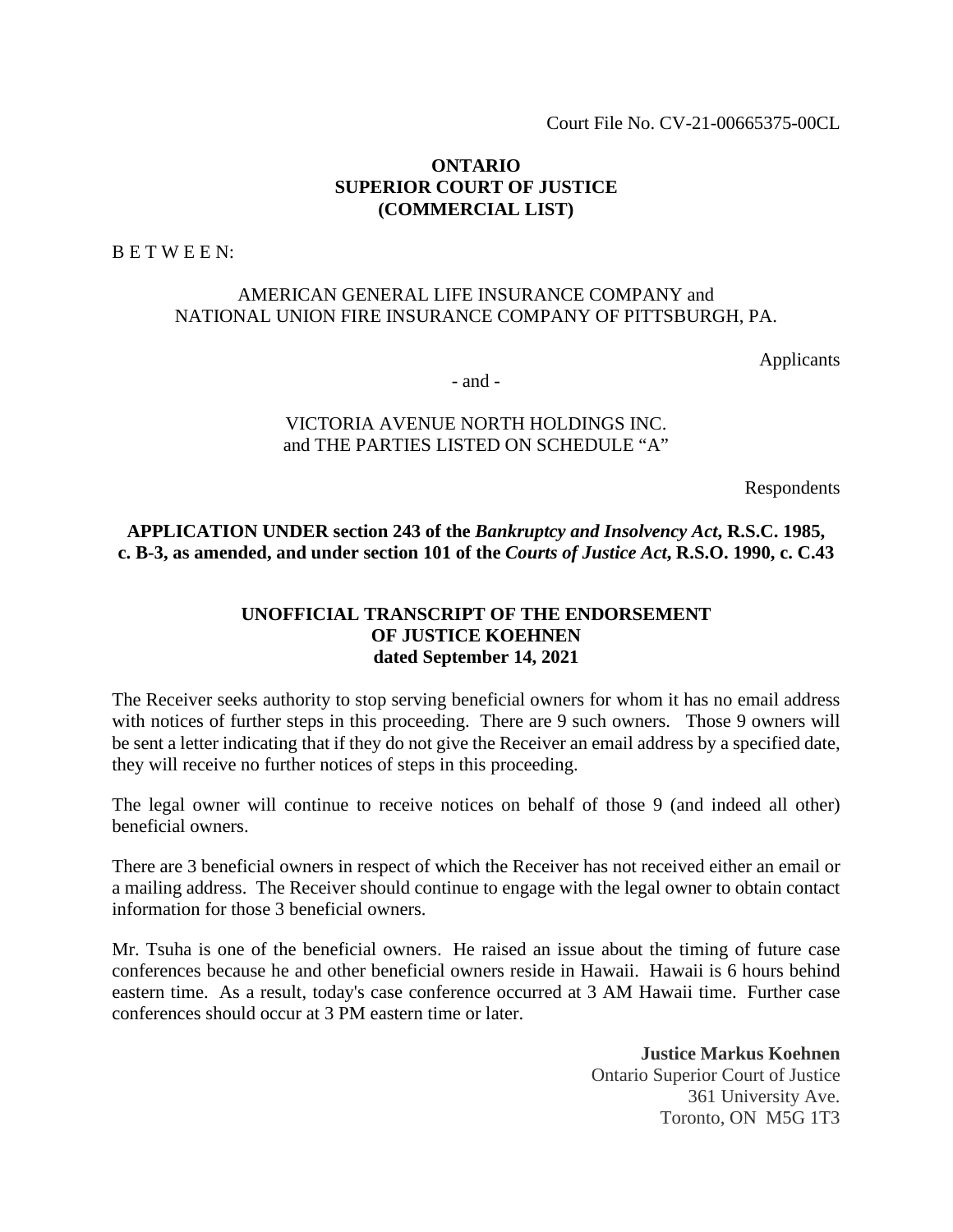Court File No. CV-21-00665375-00CL

**ONTARIO**
**SUPERIOR COURT OF JUSTICE**
**(COMMERCIAL LIST)**

B E T W E E N:

AMERICAN GENERAL LIFE INSURANCE COMPANY and
NATIONAL UNION FIRE INSURANCE COMPANY OF PITTSBURGH, PA.

Applicants

- and -

VICTORIA AVENUE NORTH HOLDINGS INC.
and THE PARTIES LISTED ON SCHEDULE "A"

Respondents

**APPLICATION UNDER section 243 of the *Bankruptcy and Insolvency Act*, R.S.C. 1985, c. B-3, as amended, and under section 101 of the *Courts of Justice Act*, R.S.O. 1990, c. C.43**

**UNOFFICIAL TRANSCRIPT OF THE ENDORSEMENT**
**OF JUSTICE KOEHNEN**
**dated September 14, 2021**

The Receiver seeks authority to stop serving beneficial owners for whom it has no email address with notices of further steps in this proceeding. There are 9 such owners. Those 9 owners will be sent a letter indicating that if they do not give the Receiver an email address by a specified date, they will receive no further notices of steps in this proceeding.

The legal owner will continue to receive notices on behalf of those 9 (and indeed all other) beneficial owners.

There are 3 beneficial owners in respect of which the Receiver has not received either an email or a mailing address. The Receiver should continue to engage with the legal owner to obtain contact information for those 3 beneficial owners.

Mr. Tsuha is one of the beneficial owners. He raised an issue about the timing of future case conferences because he and other beneficial owners reside in Hawaii. Hawaii is 6 hours behind eastern time. As a result, today's case conference occurred at 3 AM Hawaii time. Further case conferences should occur at 3 PM eastern time or later.

**Justice Markus Koehnen**
Ontario Superior Court of Justice
361 University Ave.
Toronto, ON M5G 1T3